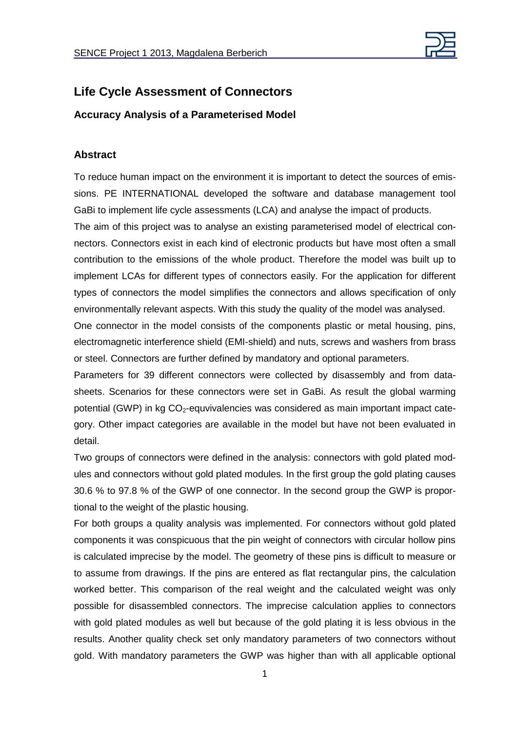# Life Cycle Assessment of Connectors

### Accuracy Analysis of a Parameterised Model

### Abstract

To reduce human impact on the environment it is important to detect the sources of emissions. PE INTERNATIONAL developed the software and database management tool GaBi to implement life cycle assessments (LCA) and analyse the impact of products.

The aim of this project was to analyse an existing parameterised model of electrical connectors. Connectors exist in each kind of electronic products but have most often a small contribution to the emissions of the whole product. Therefore the model was built up to implement LCAs for different types of connectors easily. For the application for different types of connectors the model simplifies the connectors and allows specification of only environmentally relevant aspects. With this study the quality of the model was analysed.

One connector in the model consists of the components plastic or metal housing, pins, electromagnetic interference shield (EMI-shield) and nuts, screws and washers from brass or steel. Connectors are further defined by mandatory and optional parameters.

Parameters for 39 different connectors were collected by disassembly and from datasheets. Scenarios for these connectors were set in GaBi. As result the global warming potential (GWP) in kg $CO_2$-equvivalencies was considered as main important impact category. Other impact categories are available in the model but have not been evaluated in detail.

Two groups of connectors were defined in the analysis: connectors with gold plated modules and connectors without gold plated modules. In the first group the gold plating causes 30.6 % to 97.8 % of the GWP of one connector. In the second group the GWP is proportional to the weight of the plastic housing.

For both groups a quality analysis was implemented. For connectors without gold plated components it was conspicuous that the pin weight of connectors with circular hollow pins is calculated imprecise by the model. The geometry of these pins is difficult to measure or to assume from drawings. If the pins are entered as flat rectangular pins, the calculation worked better. This comparison of the real weight and the calculated weight was only possible for disassembled connectors. The imprecise calculation applies to connectors with gold plated modules as well but because of the gold plating it is less obvious in the results. Another quality check set only mandatory parameters of two connectors without gold. With mandatory parameters the GWP was higher than with all applicable optional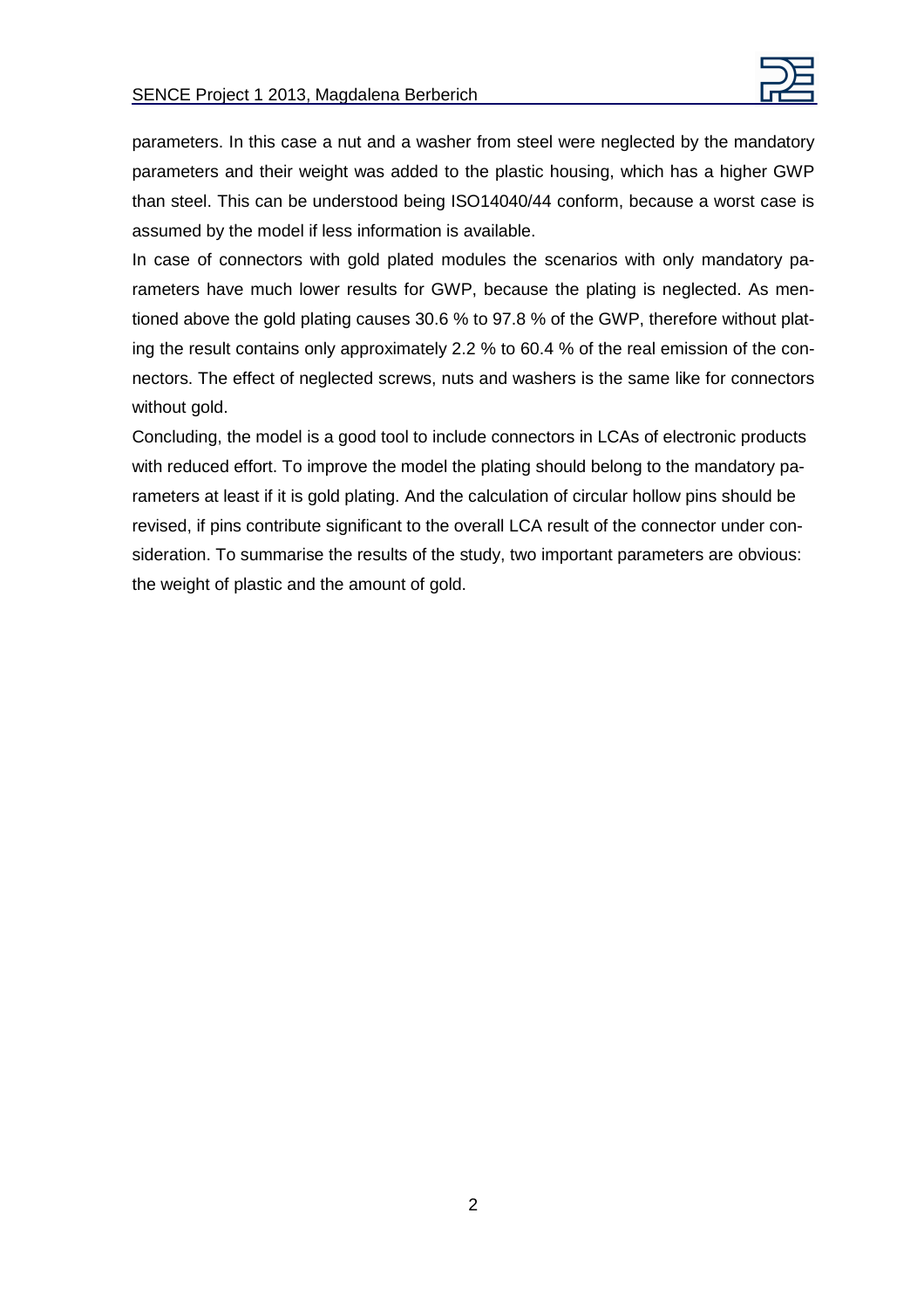parameters. In this case a nut and a washer from steel were neglected by the mandatory parameters and their weight was added to the plastic housing, which has a higher GWP than steel. This can be understood being ISO14040/44 conform, because a worst case is assumed by the model if less information is available.

In case of connectors with gold plated modules the scenarios with only mandatory parameters have much lower results for GWP, because the plating is neglected. As mentioned above the gold plating causes 30.6 % to 97.8 % of the GWP, therefore without plating the result contains only approximately 2.2 % to 60.4 % of the real emission of the connectors. The effect of neglected screws, nuts and washers is the same like for connectors without gold.

Concluding, the model is a good tool to include connectors in LCAs of electronic products with reduced effort. To improve the model the plating should belong to the mandatory parameters at least if it is gold plating. And the calculation of circular hollow pins should be revised, if pins contribute significant to the overall LCA result of the connector under consideration. To summarise the results of the study, two important parameters are obvious: the weight of plastic and the amount of gold.